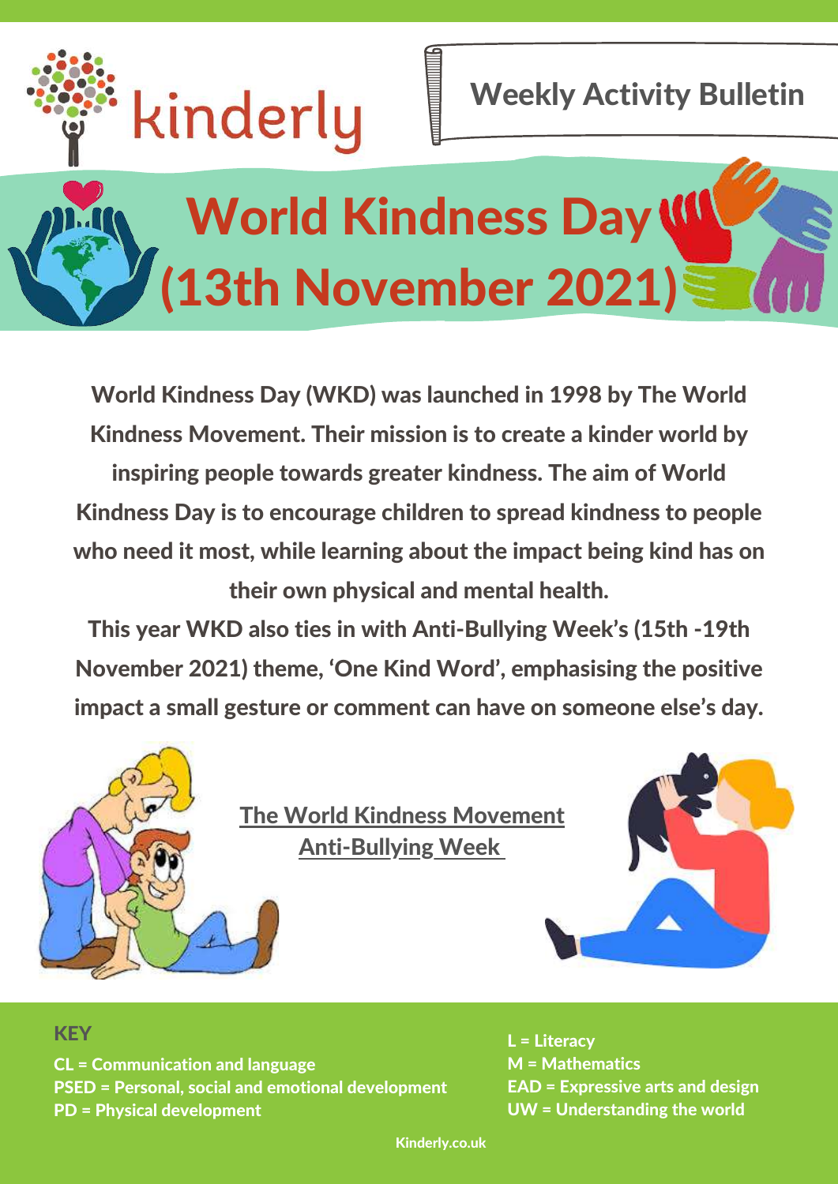kinderly

Weekly Activity Bulletin

# World Kindness Day (13th November 2021)

**World Kindness Day (WKD) was launched in 1998 by The World Kindness Movement. Their mission is to create a kinder world by inspiring people towards greater kindness. The aim of World Kindness Day is to encourage children to spread kindness to people who need it most, while learning about the impact being kind has on their own physical and mental health.**

**This year WKD also ties in with Anti-Bullying Week's (15th -19th November 2021) theme, 'One Kind Word', emphasising the positive impact a small gesture or comment can have on someone else's day.**

The World Kindness Movement

Anti-Bullying Week

## KEY

**CL = Communication and language**
**PSED = Personal, social and emotional development**
**PD = Physical development**
**L = Literacy**
**M = Mathematics**
**EAD = Expressive arts and design**
**UW = Understanding the world**

Kinderly.co.uk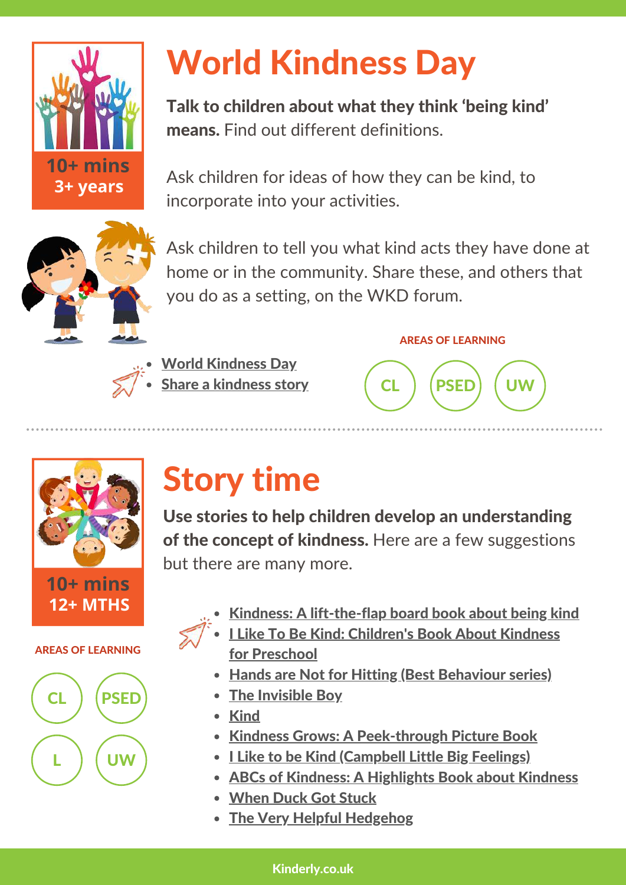# World Kindness Day

10+ mins
3+ years

**Talk to children about what they think 'being kind' means.** Find out different definitions.

Ask children for ideas of how they can be kind, to incorporate into your activities.

Ask children to tell you what kind acts they have done at home or in the community. Share these, and others that you do as a setting, on the WKD forum.

- World Kindness Day
- Share a kindness story

AREAS OF LEARNING

CL PSED UW

# Story time

10+ mins
12+ MTHS

**Use stories to help children develop an understanding of the concept of kindness.** Here are a few suggestions but there are many more.

- Kindness: A lift-the-flap board book about being kind
- I Like To Be Kind: Children's Book About Kindness for Preschool
- Hands are Not for Hitting (Best Behaviour series)
- The Invisible Boy
- Kind
- Kindness Grows: A Peek-through Picture Book
- I Like to be Kind (Campbell Little Big Feelings)
- ABCs of Kindness: A Highlights Book about Kindness
- When Duck Got Stuck
- The Very Helpful Hedgehog

AREAS OF LEARNING

CL PSED L UW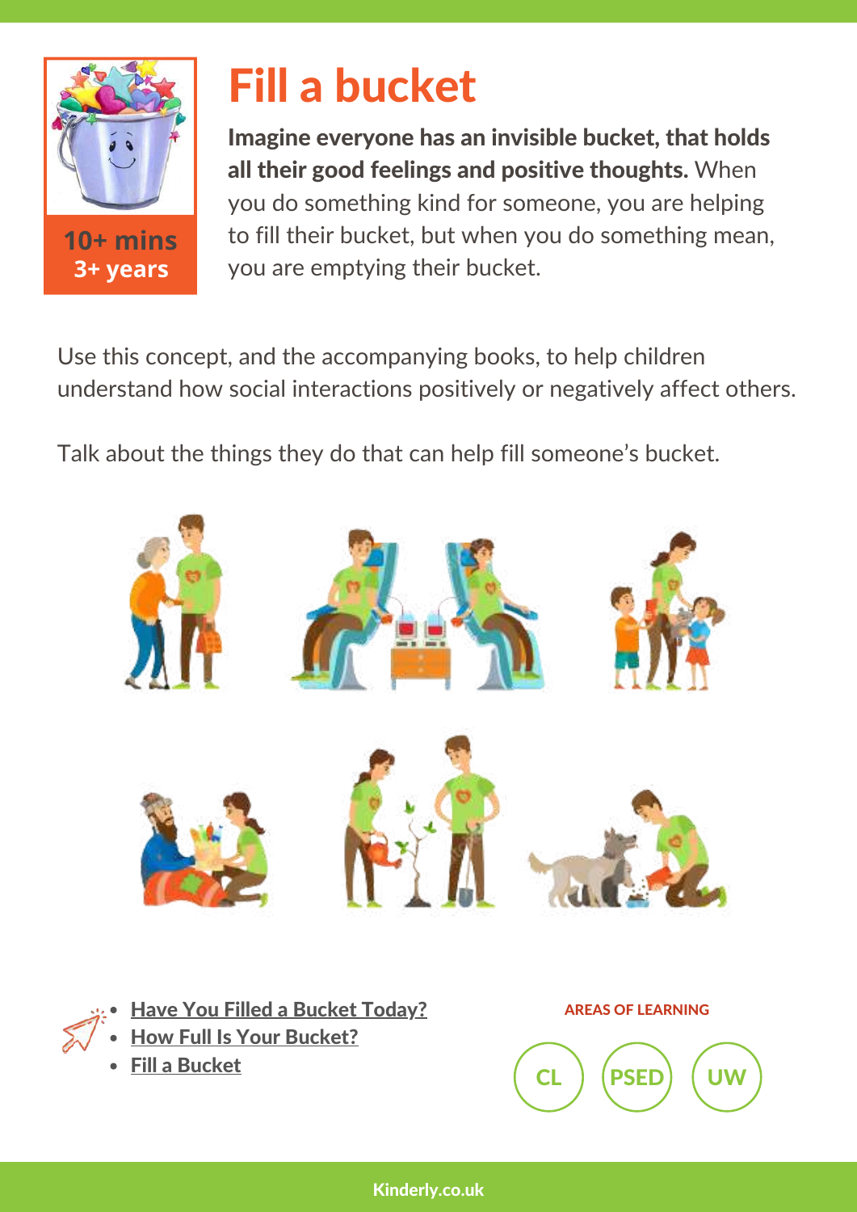# Fill a bucket

**10+ mins**
**3+ years**

**Imagine everyone has an invisible bucket, that holds all their good feelings and positive thoughts.** When you do something kind for someone, you are helping to fill their bucket, but when you do something mean, you are emptying their bucket.

Use this concept, and the accompanying books, to help children understand how social interactions positively or negatively affect others.

Talk about the things they do that can help fill someone's bucket.

- Have You Filled a Bucket Today?
- How Full Is Your Bucket?
- Fill a Bucket

AREAS OF LEARNING

CL PSED UW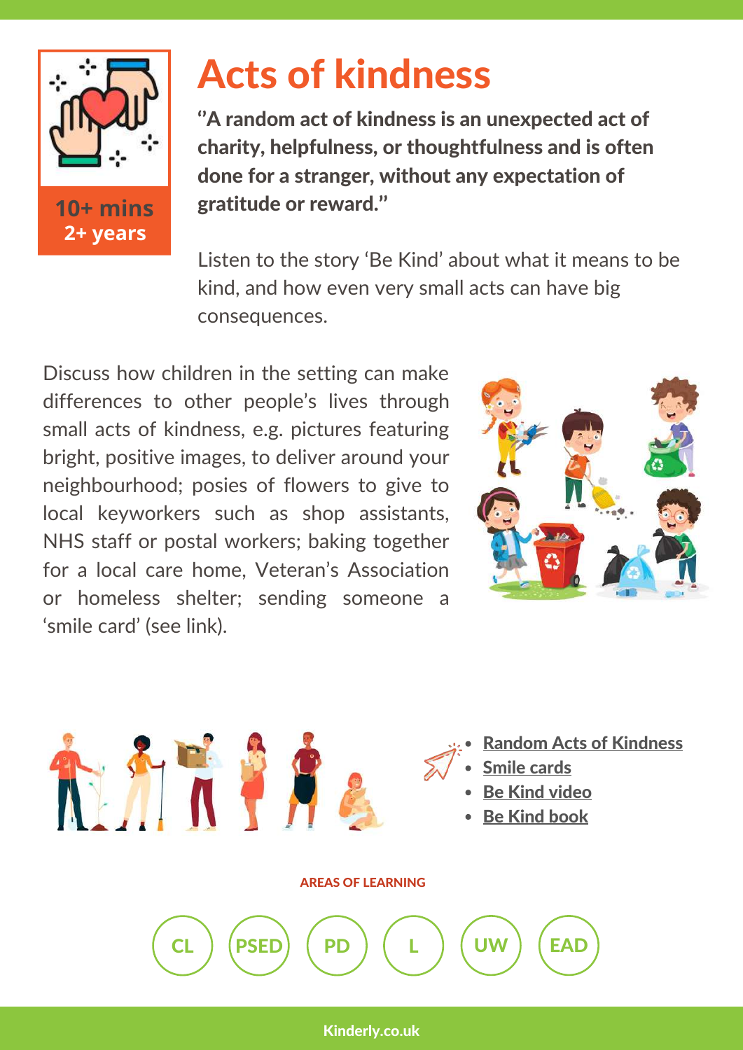**10+ mins**
**2+ years**

# Acts of kindness

**"A random act of kindness is an unexpected act of charity, helpfulness, or thoughtfulness and is often done for a stranger, without any expectation of gratitude or reward."**

Listen to the story 'Be Kind' about what it means to be kind, and how even very small acts can have big consequences.

Discuss how children in the setting can make differences to other people's lives through small acts of kindness, e.g. pictures featuring bright, positive images, to deliver around your neighbourhood; posies of flowers to give to local keyworkers such as shop assistants, NHS staff or postal workers; baking together for a local care home, Veteran's Association or homeless shelter; sending someone a 'smile card' (see link).

- Random Acts of Kindness
- Smile cards
- Be Kind video
- Be Kind book

**AREAS OF LEARNING**

CL | PSED | PD | L | UW | EAD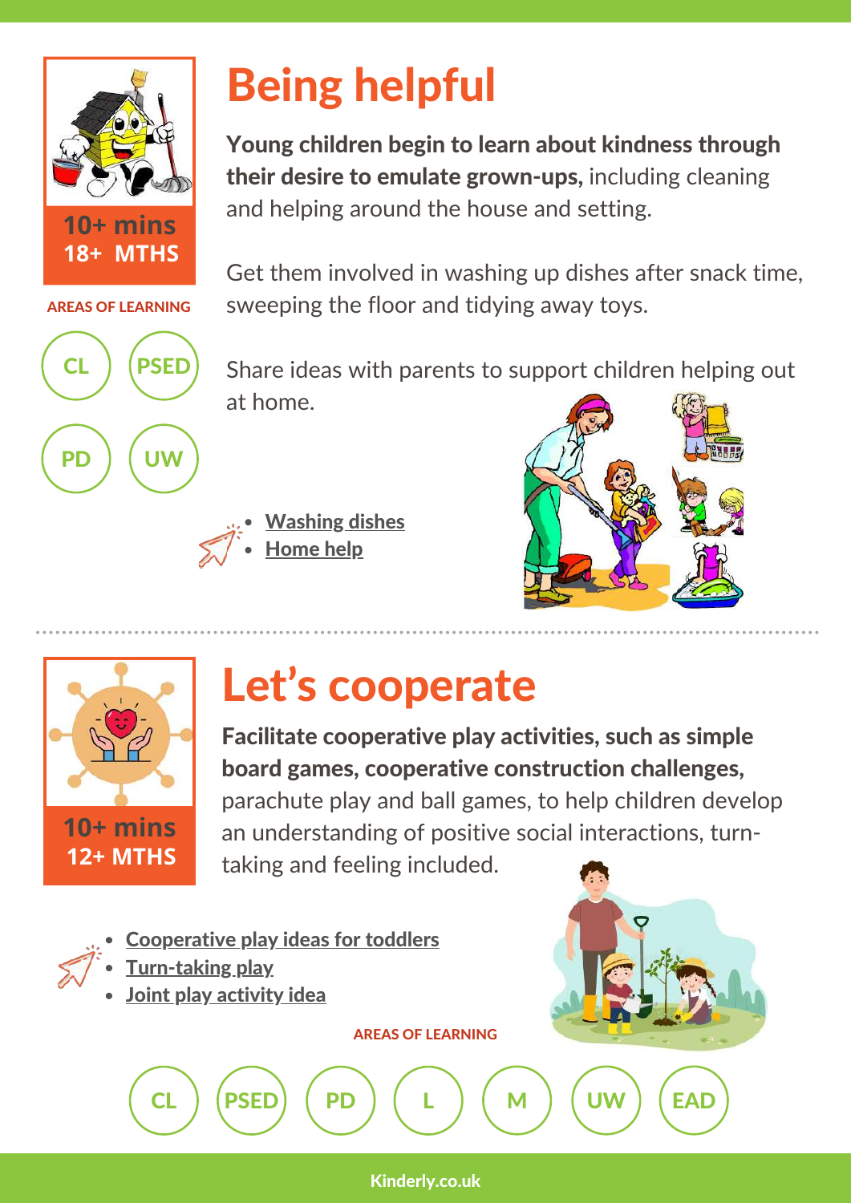## Being helpful

10+ mins
18+ MTHS

AREAS OF LEARNING

CL PSED PD UW

**Young children begin to learn about kindness through their desire to emulate grown-ups,** including cleaning and helping around the house and setting.

Get them involved in washing up dishes after snack time, sweeping the floor and tidying away toys.

Share ideas with parents to support children helping out at home.

- Washing dishes
- Home help

## Let's cooperate

10+ mins
12+ MTHS

**Facilitate cooperative play activities, such as simple board games, cooperative construction challenges,** parachute play and ball games, to help children develop an understanding of positive social interactions, turn-taking and feeling included.

- Cooperative play ideas for toddlers
- Turn-taking play
- Joint play activity idea

AREAS OF LEARNING

CL PSED PD L M UW EAD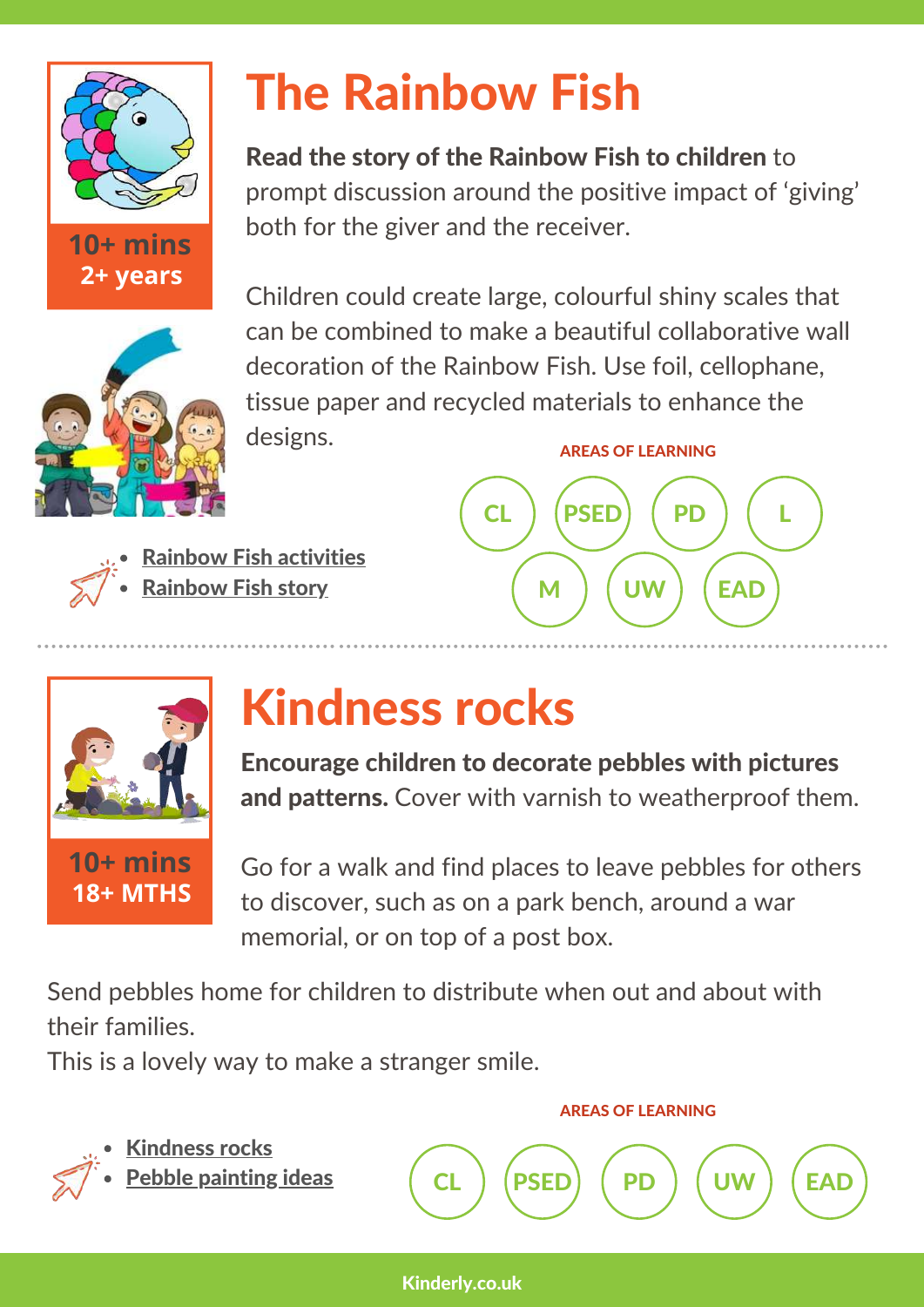# The Rainbow Fish

10+ mins
2+ years

**Read the story of the Rainbow Fish to children** to prompt discussion around the positive impact of 'giving' both for the giver and the receiver.

Children could create large, colourful shiny scales that can be combined to make a beautiful collaborative wall decoration of the Rainbow Fish. Use foil, cellophane, tissue paper and recycled materials to enhance the designs.

- Rainbow Fish activities
- Rainbow Fish story

AREAS OF LEARNING

CL PSED PD L M UW EAD

# Kindness rocks

10+ mins
18+ MTHS

**Encourage children to decorate pebbles with pictures and patterns.** Cover with varnish to weatherproof them.

Go for a walk and find places to leave pebbles for others to discover, such as on a park bench, around a war memorial, or on top of a post box.

Send pebbles home for children to distribute when out and about with their families.
This is a lovely way to make a stranger smile.

- Kindness rocks
- Pebble painting ideas

AREAS OF LEARNING

CL PSED PD UW EAD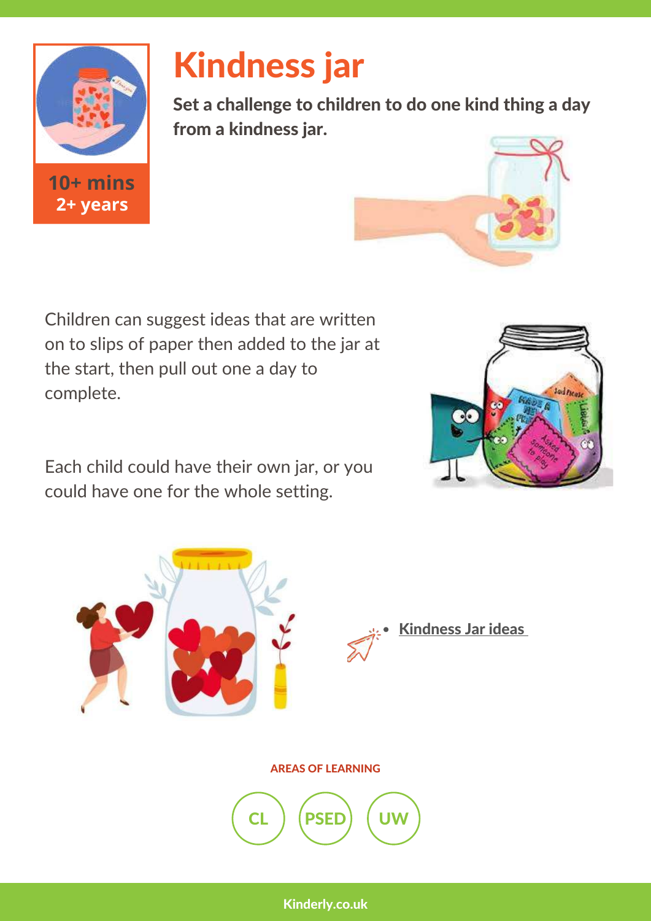# Kindness jar

10+ mins
2+ years

**Set a challenge to children to do one kind thing a day from a kindness jar.**

Children can suggest ideas that are written on to slips of paper then added to the jar at the start, then pull out one a day to complete.

Each child could have their own jar, or you could have one for the whole setting.

- Kindness Jar ideas

AREAS OF LEARNING

CL PSED UW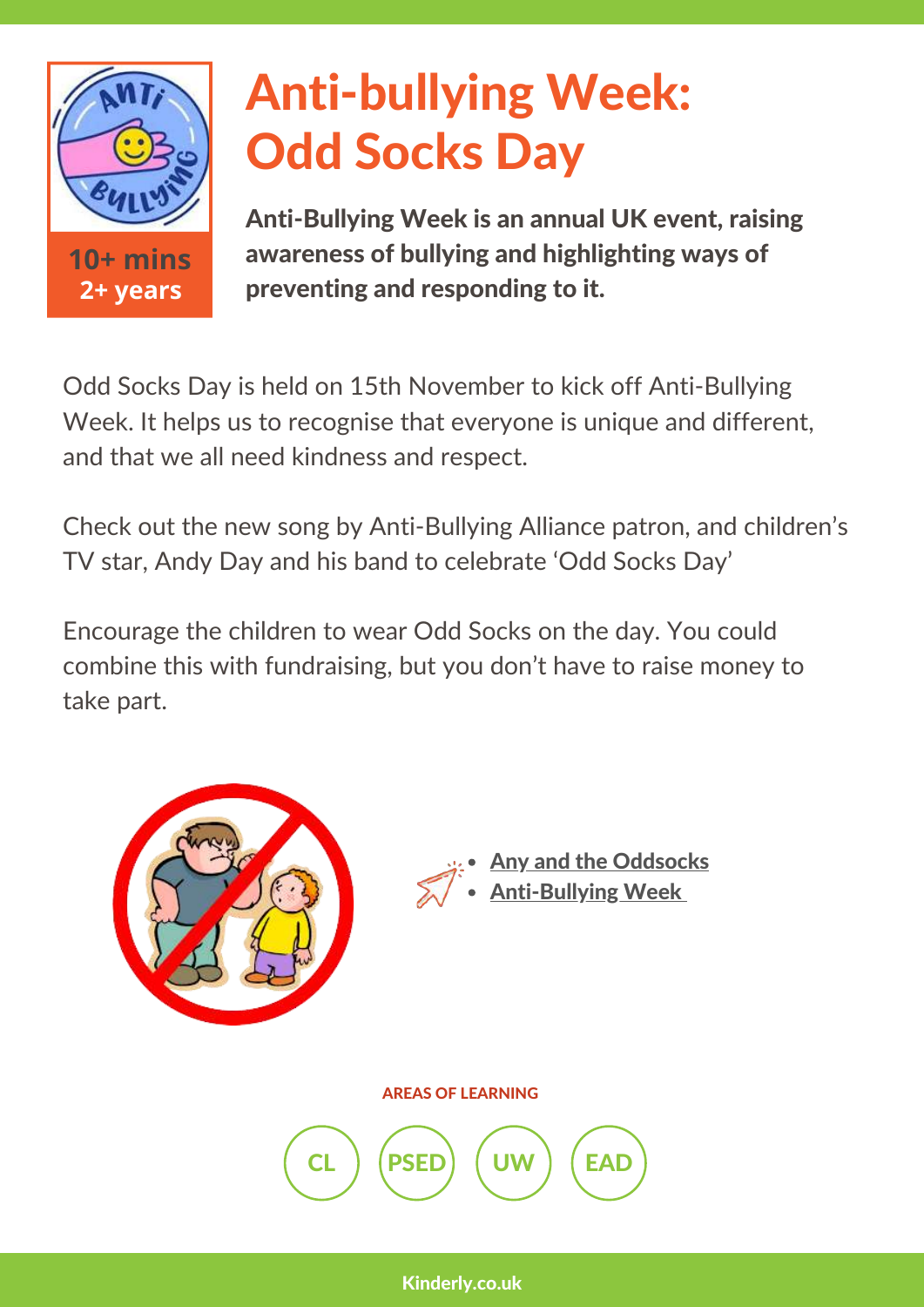10+ mins
2+ years

# Anti-bullying Week: Odd Socks Day

**Anti-Bullying Week is an annual UK event, raising awareness of bullying and highlighting ways of preventing and responding to it.**

Odd Socks Day is held on 15th November to kick off Anti-Bullying Week. It helps us to recognise that everyone is unique and different, and that we all need kindness and respect.

Check out the new song by Anti-Bullying Alliance patron, and children's TV star, Andy Day and his band to celebrate 'Odd Socks Day'

Encourage the children to wear Odd Socks on the day. You could combine this with fundraising, but you don't have to raise money to take part.

- Any and the Oddsocks
- Anti-Bullying Week

AREAS OF LEARNING

CL PSED UW EAD